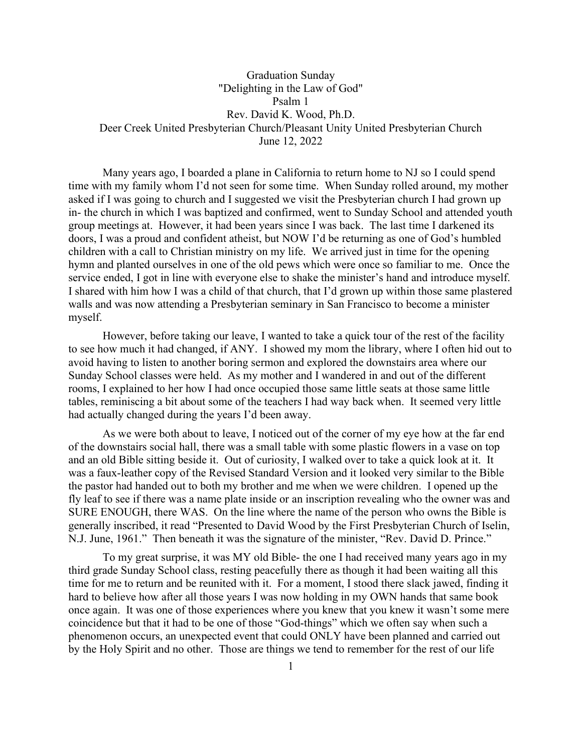Graduation Sunday

"Delighting in the Law of God"

Psalm 1

Rev. David K. Wood, Ph.D.

Deer Creek United Presbyterian Church/Pleasant Unity United Presbyterian Church

June 12, 2022

Many years ago, I boarded a plane in California to return home to NJ so I could spend time with my family whom I'd not seen for some time. When Sunday rolled around, my mother asked if I was going to church and I suggested we visit the Presbyterian church I had grown up in- the church in which I was baptized and confirmed, went to Sunday School and attended youth group meetings at. However, it had been years since I was back. The last time I darkened its doors, I was a proud and confident atheist, but NOW I'd be returning as one of God's humbled children with a call to Christian ministry on my life. We arrived just in time for the opening hymn and planted ourselves in one of the old pews which were once so familiar to me. Once the service ended, I got in line with everyone else to shake the minister's hand and introduce myself. I shared with him how I was a child of that church, that I'd grown up within those same plastered walls and was now attending a Presbyterian seminary in San Francisco to become a minister myself.

However, before taking our leave, I wanted to take a quick tour of the rest of the facility to see how much it had changed, if ANY. I showed my mom the library, where I often hid out to avoid having to listen to another boring sermon and explored the downstairs area where our Sunday School classes were held. As my mother and I wandered in and out of the different rooms, I explained to her how I had once occupied those same little seats at those same little tables, reminiscing a bit about some of the teachers I had way back when. It seemed very little had actually changed during the years I'd been away.

As we were both about to leave, I noticed out of the corner of my eye how at the far end of the downstairs social hall, there was a small table with some plastic flowers in a vase on top and an old Bible sitting beside it. Out of curiosity, I walked over to take a quick look at it. It was a faux-leather copy of the Revised Standard Version and it looked very similar to the Bible the pastor had handed out to both my brother and me when we were children. I opened up the fly leaf to see if there was a name plate inside or an inscription revealing who the owner was and SURE ENOUGH, there WAS. On the line where the name of the person who owns the Bible is generally inscribed, it read "Presented to David Wood by the First Presbyterian Church of Iselin, N.J. June, 1961." Then beneath it was the signature of the minister, "Rev. David D. Prince."

To my great surprise, it was MY old Bible- the one I had received many years ago in my third grade Sunday School class, resting peacefully there as though it had been waiting all this time for me to return and be reunited with it. For a moment, I stood there slack jawed, finding it hard to believe how after all those years I was now holding in my OWN hands that same book once again. It was one of those experiences where you knew that you knew it wasn't some mere coincidence but that it had to be one of those "God-things" which we often say when such a phenomenon occurs, an unexpected event that could ONLY have been planned and carried out by the Holy Spirit and no other. Those are things we tend to remember for the rest of our life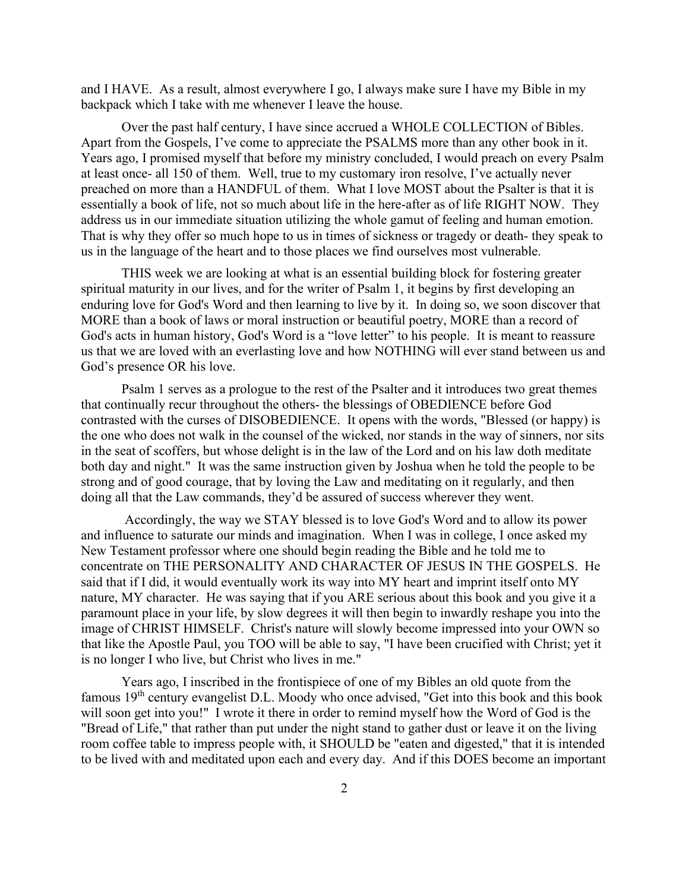and I HAVE. As a result, almost everywhere I go, I always make sure I have my Bible in my backpack which I take with me whenever I leave the house.

Over the past half century, I have since accrued a WHOLE COLLECTION of Bibles. Apart from the Gospels, I've come to appreciate the PSALMS more than any other book in it. Years ago, I promised myself that before my ministry concluded, I would preach on every Psalm at least once- all 150 of them. Well, true to my customary iron resolve, I've actually never preached on more than a HANDFUL of them. What I love MOST about the Psalter is that it is essentially a book of life, not so much about life in the here-after as of life RIGHT NOW. They address us in our immediate situation utilizing the whole gamut of feeling and human emotion. That is why they offer so much hope to us in times of sickness or tragedy or death- they speak to us in the language of the heart and to those places we find ourselves most vulnerable.

THIS week we are looking at what is an essential building block for fostering greater spiritual maturity in our lives, and for the writer of Psalm 1, it begins by first developing an enduring love for God's Word and then learning to live by it. In doing so, we soon discover that MORE than a book of laws or moral instruction or beautiful poetry, MORE than a record of God's acts in human history, God's Word is a "love letter" to his people. It is meant to reassure us that we are loved with an everlasting love and how NOTHING will ever stand between us and God's presence OR his love.

Psalm 1 serves as a prologue to the rest of the Psalter and it introduces two great themes that continually recur throughout the others- the blessings of OBEDIENCE before God contrasted with the curses of DISOBEDIENCE. It opens with the words, "Blessed (or happy) is the one who does not walk in the counsel of the wicked, nor stands in the way of sinners, nor sits in the seat of scoffers, but whose delight is in the law of the Lord and on his law doth meditate both day and night." It was the same instruction given by Joshua when he told the people to be strong and of good courage, that by loving the Law and meditating on it regularly, and then doing all that the Law commands, they'd be assured of success wherever they went.

Accordingly, the way we STAY blessed is to love God's Word and to allow its power and influence to saturate our minds and imagination. When I was in college, I once asked my New Testament professor where one should begin reading the Bible and he told me to concentrate on THE PERSONALITY AND CHARACTER OF JESUS IN THE GOSPELS. He said that if I did, it would eventually work its way into MY heart and imprint itself onto MY nature, MY character. He was saying that if you ARE serious about this book and you give it a paramount place in your life, by slow degrees it will then begin to inwardly reshape you into the image of CHRIST HIMSELF. Christ's nature will slowly become impressed into your OWN so that like the Apostle Paul, you TOO will be able to say, "I have been crucified with Christ; yet it is no longer I who live, but Christ who lives in me."

Years ago, I inscribed in the frontispiece of one of my Bibles an old quote from the famous 19th century evangelist D.L. Moody who once advised, "Get into this book and this book will soon get into you!" I wrote it there in order to remind myself how the Word of God is the "Bread of Life," that rather than put under the night stand to gather dust or leave it on the living room coffee table to impress people with, it SHOULD be "eaten and digested," that it is intended to be lived with and meditated upon each and every day. And if this DOES become an important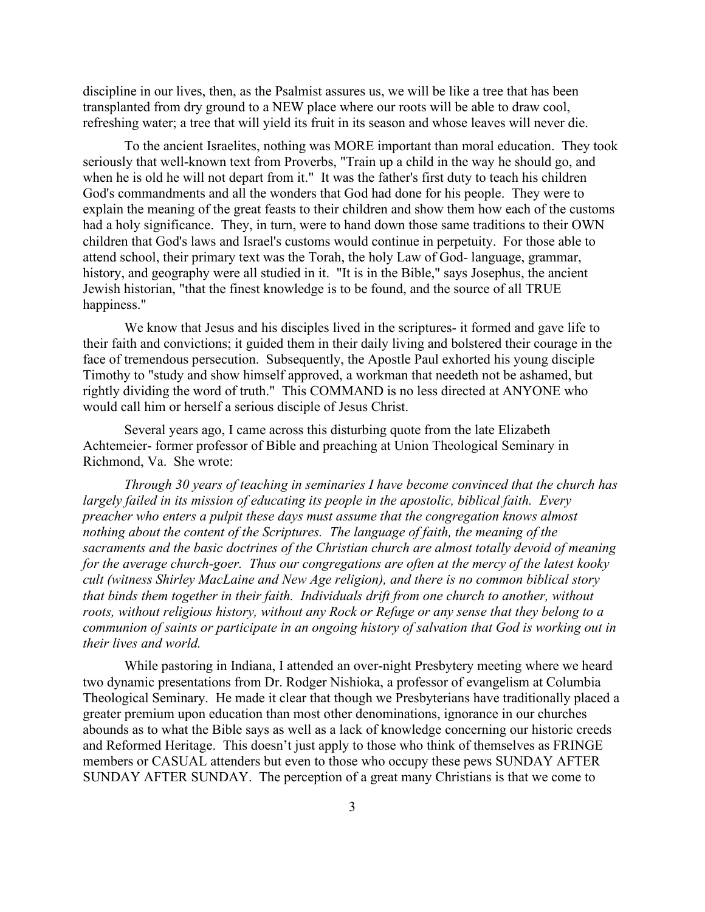discipline in our lives, then, as the Psalmist assures us, we will be like a tree that has been transplanted from dry ground to a NEW place where our roots will be able to draw cool, refreshing water; a tree that will yield its fruit in its season and whose leaves will never die.

To the ancient Israelites, nothing was MORE important than moral education. They took seriously that well-known text from Proverbs, "Train up a child in the way he should go, and when he is old he will not depart from it." It was the father's first duty to teach his children God's commandments and all the wonders that God had done for his people. They were to explain the meaning of the great feasts to their children and show them how each of the customs had a holy significance. They, in turn, were to hand down those same traditions to their OWN children that God's laws and Israel's customs would continue in perpetuity. For those able to attend school, their primary text was the Torah, the holy Law of God- language, grammar, history, and geography were all studied in it. "It is in the Bible," says Josephus, the ancient Jewish historian, "that the finest knowledge is to be found, and the source of all TRUE happiness."

We know that Jesus and his disciples lived in the scriptures- it formed and gave life to their faith and convictions; it guided them in their daily living and bolstered their courage in the face of tremendous persecution. Subsequently, the Apostle Paul exhorted his young disciple Timothy to "study and show himself approved, a workman that needeth not be ashamed, but rightly dividing the word of truth." This COMMAND is no less directed at ANYONE who would call him or herself a serious disciple of Jesus Christ.

Several years ago, I came across this disturbing quote from the late Elizabeth Achtemeier- former professor of Bible and preaching at Union Theological Seminary in Richmond, Va. She wrote:

*Through 30 years of teaching in seminaries I have become convinced that the church has largely failed in its mission of educating its people in the apostolic, biblical faith. Every preacher who enters a pulpit these days must assume that the congregation knows almost nothing about the content of the Scriptures. The language of faith, the meaning of the sacraments and the basic doctrines of the Christian church are almost totally devoid of meaning for the average church-goer. Thus our congregations are often at the mercy of the latest kooky cult (witness Shirley MacLaine and New Age religion), and there is no common biblical story that binds them together in their faith. Individuals drift from one church to another, without roots, without religious history, without any Rock or Refuge or any sense that they belong to a communion of saints or participate in an ongoing history of salvation that God is working out in their lives and world.*

While pastoring in Indiana, I attended an over-night Presbytery meeting where we heard two dynamic presentations from Dr. Rodger Nishioka, a professor of evangelism at Columbia Theological Seminary. He made it clear that though we Presbyterians have traditionally placed a greater premium upon education than most other denominations, ignorance in our churches abounds as to what the Bible says as well as a lack of knowledge concerning our historic creeds and Reformed Heritage. This doesn't just apply to those who think of themselves as FRINGE members or CASUAL attenders but even to those who occupy these pews SUNDAY AFTER SUNDAY AFTER SUNDAY. The perception of a great many Christians is that we come to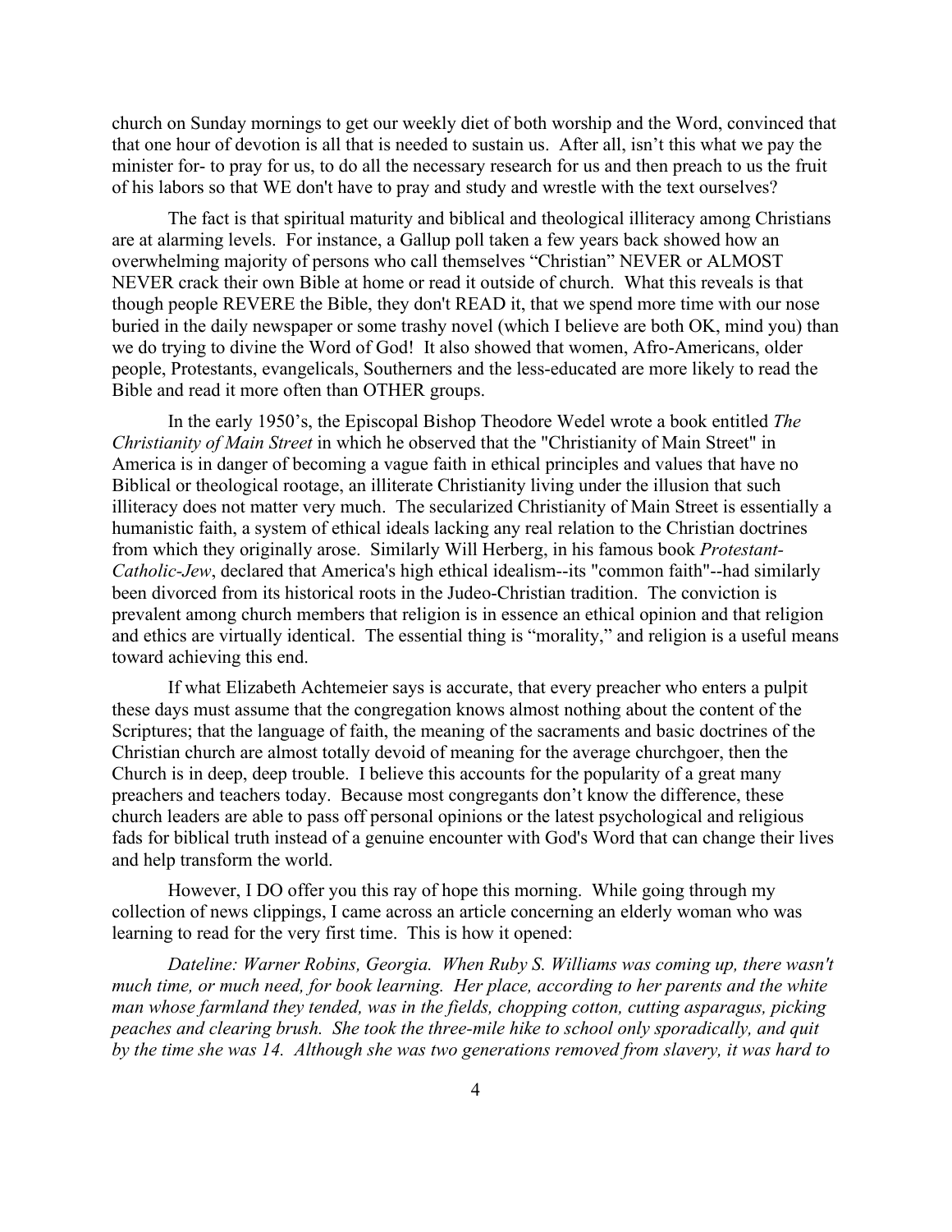church on Sunday mornings to get our weekly diet of both worship and the Word, convinced that that one hour of devotion is all that is needed to sustain us. After all, isn't this what we pay the minister for- to pray for us, to do all the necessary research for us and then preach to us the fruit of his labors so that WE don't have to pray and study and wrestle with the text ourselves?

The fact is that spiritual maturity and biblical and theological illiteracy among Christians are at alarming levels. For instance, a Gallup poll taken a few years back showed how an overwhelming majority of persons who call themselves "Christian" NEVER or ALMOST NEVER crack their own Bible at home or read it outside of church. What this reveals is that though people REVERE the Bible, they don't READ it, that we spend more time with our nose buried in the daily newspaper or some trashy novel (which I believe are both OK, mind you) than we do trying to divine the Word of God! It also showed that women, Afro-Americans, older people, Protestants, evangelicals, Southerners and the less-educated are more likely to read the Bible and read it more often than OTHER groups.

In the early 1950's, the Episcopal Bishop Theodore Wedel wrote a book entitled *The Christianity of Main Street* in which he observed that the "Christianity of Main Street" in America is in danger of becoming a vague faith in ethical principles and values that have no Biblical or theological rootage, an illiterate Christianity living under the illusion that such illiteracy does not matter very much. The secularized Christianity of Main Street is essentially a humanistic faith, a system of ethical ideals lacking any real relation to the Christian doctrines from which they originally arose. Similarly Will Herberg, in his famous book *Protestant-Catholic-Jew*, declared that America's high ethical idealism--its "common faith"--had similarly been divorced from its historical roots in the Judeo-Christian tradition. The conviction is prevalent among church members that religion is in essence an ethical opinion and that religion and ethics are virtually identical. The essential thing is "morality," and religion is a useful means toward achieving this end.

If what Elizabeth Achtemeier says is accurate, that every preacher who enters a pulpit these days must assume that the congregation knows almost nothing about the content of the Scriptures; that the language of faith, the meaning of the sacraments and basic doctrines of the Christian church are almost totally devoid of meaning for the average churchgoer, then the Church is in deep, deep trouble. I believe this accounts for the popularity of a great many preachers and teachers today. Because most congregants don't know the difference, these church leaders are able to pass off personal opinions or the latest psychological and religious fads for biblical truth instead of a genuine encounter with God's Word that can change their lives and help transform the world.

However, I DO offer you this ray of hope this morning. While going through my collection of news clippings, I came across an article concerning an elderly woman who was learning to read for the very first time. This is how it opened:

*Dateline: Warner Robins, Georgia. When Ruby S. Williams was coming up, there wasn't much time, or much need, for book learning. Her place, according to her parents and the white man whose farmland they tended, was in the fields, chopping cotton, cutting asparagus, picking peaches and clearing brush. She took the three-mile hike to school only sporadically, and quit by the time she was 14. Although she was two generations removed from slavery, it was hard to*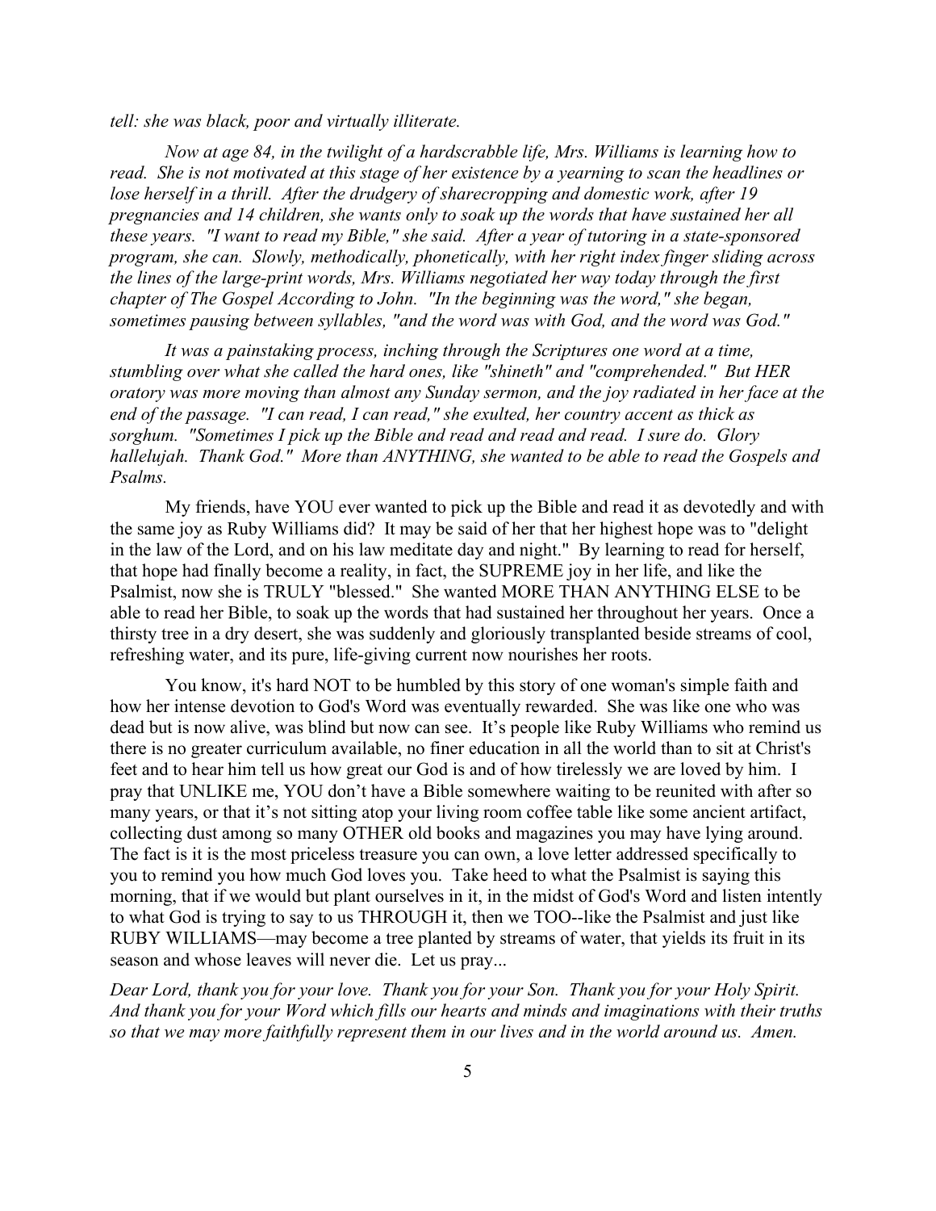*tell: she was black, poor and virtually illiterate.*

*Now at age 84, in the twilight of a hardscrabble life, Mrs. Williams is learning how to read. She is not motivated at this stage of her existence by a yearning to scan the headlines or lose herself in a thrill. After the drudgery of sharecropping and domestic work, after 19 pregnancies and 14 children, she wants only to soak up the words that have sustained her all these years. "I want to read my Bible," she said. After a year of tutoring in a state-sponsored program, she can. Slowly, methodically, phonetically, with her right index finger sliding across the lines of the large-print words, Mrs. Williams negotiated her way today through the first chapter of The Gospel According to John. "In the beginning was the word," she began, sometimes pausing between syllables, "and the word was with God, and the word was God."*

*It was a painstaking process, inching through the Scriptures one word at a time, stumbling over what she called the hard ones, like "shineth" and "comprehended." But HER oratory was more moving than almost any Sunday sermon, and the joy radiated in her face at the end of the passage. "I can read, I can read," she exulted, her country accent as thick as sorghum. "Sometimes I pick up the Bible and read and read and read. I sure do. Glory hallelujah. Thank God." More than ANYTHING, she wanted to be able to read the Gospels and Psalms.*

My friends, have YOU ever wanted to pick up the Bible and read it as devotedly and with the same joy as Ruby Williams did? It may be said of her that her highest hope was to "delight in the law of the Lord, and on his law meditate day and night." By learning to read for herself, that hope had finally become a reality, in fact, the SUPREME joy in her life, and like the Psalmist, now she is TRULY "blessed." She wanted MORE THAN ANYTHING ELSE to be able to read her Bible, to soak up the words that had sustained her throughout her years. Once a thirsty tree in a dry desert, she was suddenly and gloriously transplanted beside streams of cool, refreshing water, and its pure, life-giving current now nourishes her roots.

You know, it's hard NOT to be humbled by this story of one woman's simple faith and how her intense devotion to God's Word was eventually rewarded. She was like one who was dead but is now alive, was blind but now can see. It's people like Ruby Williams who remind us there is no greater curriculum available, no finer education in all the world than to sit at Christ's feet and to hear him tell us how great our God is and of how tirelessly we are loved by him. I pray that UNLIKE me, YOU don't have a Bible somewhere waiting to be reunited with after so many years, or that it's not sitting atop your living room coffee table like some ancient artifact, collecting dust among so many OTHER old books and magazines you may have lying around. The fact is it is the most priceless treasure you can own, a love letter addressed specifically to you to remind you how much God loves you. Take heed to what the Psalmist is saying this morning, that if we would but plant ourselves in it, in the midst of God's Word and listen intently to what God is trying to say to us THROUGH it, then we TOO--like the Psalmist and just like RUBY WILLIAMS—may become a tree planted by streams of water, that yields its fruit in its season and whose leaves will never die. Let us pray...

*Dear Lord, thank you for your love. Thank you for your Son. Thank you for your Holy Spirit. And thank you for your Word which fills our hearts and minds and imaginations with their truths so that we may more faithfully represent them in our lives and in the world around us. Amen.*